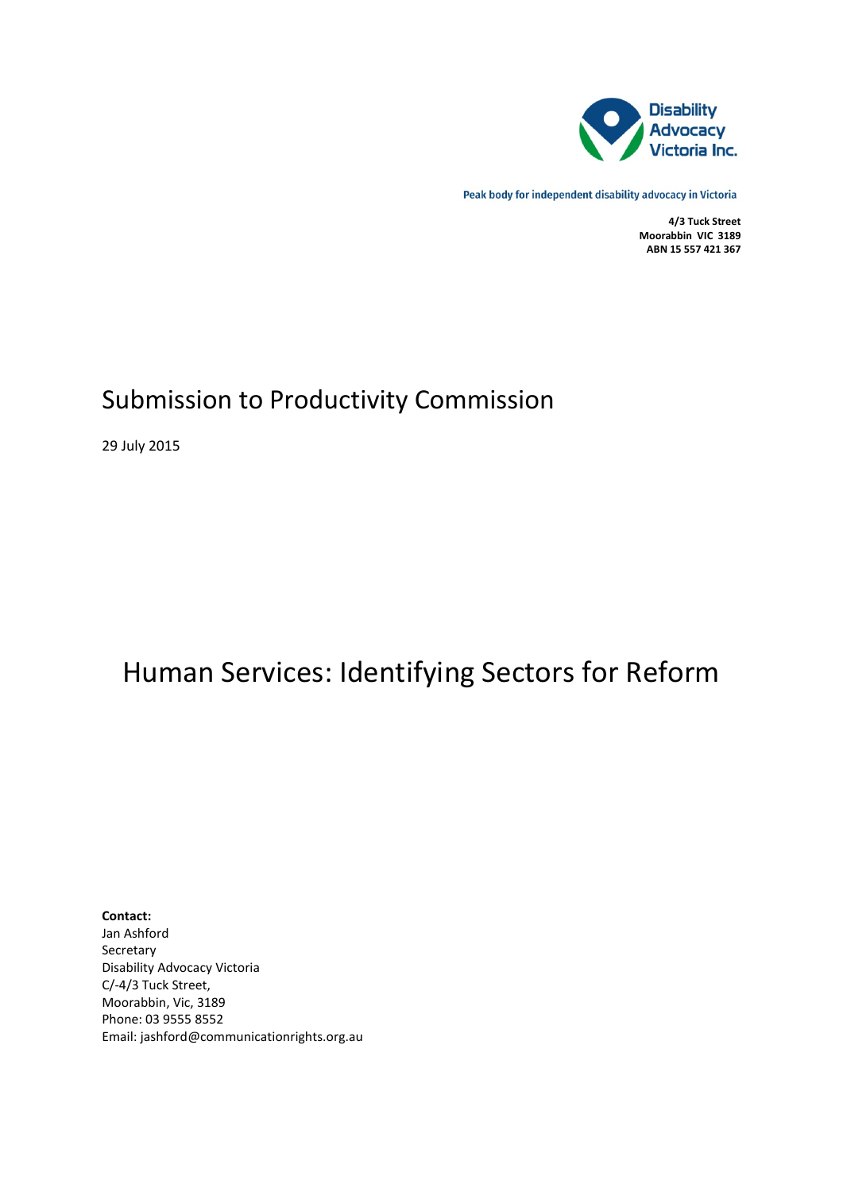Disability Advocacy Victoria Inc.

Peak body for independent disability advocacy in Victoria

**4/3 Tuck Street**
**Moorabbin VIC 3189**
**ABN 15 557 421 367**

## Submission to Productivity Commission

29 July 2015

# Human Services: Identifying Sectors for Reform

**Contact:**
Jan Ashford
Secretary
Disability Advocacy Victoria
C/-4/3 Tuck Street,
Moorabbin, Vic, 3189
Phone: 03 9555 8552
Email: jashford@communicationrights.org.au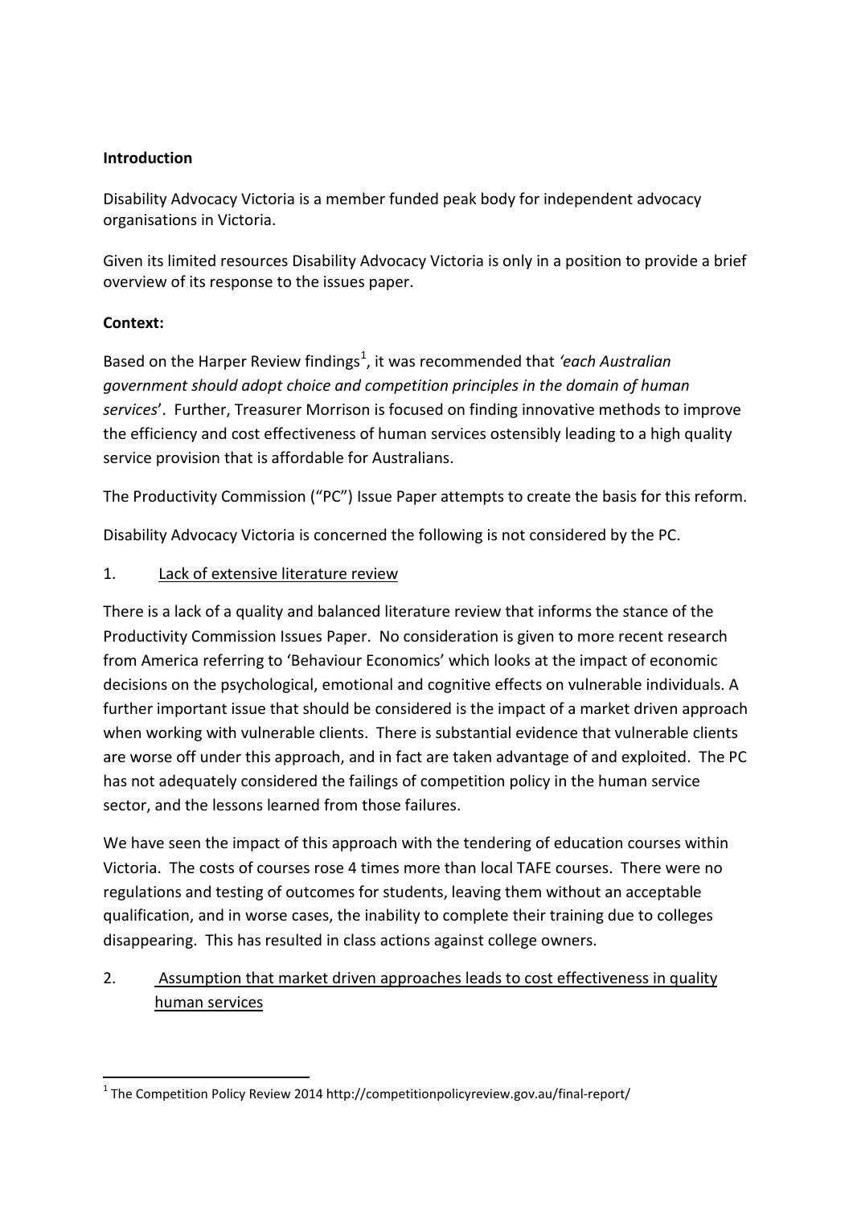**Introduction**

Disability Advocacy Victoria is a member funded peak body for independent advocacy organisations in Victoria.

Given its limited resources Disability Advocacy Victoria is only in a position to provide a brief overview of its response to the issues paper.

**Context:**

Based on the Harper Review findings[1], it was recommended that *'each Australian government should adopt choice and competition principles in the domain of human services*'. Further, Treasurer Morrison is focused on finding innovative methods to improve the efficiency and cost effectiveness of human services ostensibly leading to a high quality service provision that is affordable for Australians.

The Productivity Commission ("PC") Issue Paper attempts to create the basis for this reform.

Disability Advocacy Victoria is concerned the following is not considered by the PC.

1. Lack of extensive literature review

There is a lack of a quality and balanced literature review that informs the stance of the Productivity Commission Issues Paper. No consideration is given to more recent research from America referring to 'Behaviour Economics' which looks at the impact of economic decisions on the psychological, emotional and cognitive effects on vulnerable individuals. A further important issue that should be considered is the impact of a market driven approach when working with vulnerable clients. There is substantial evidence that vulnerable clients are worse off under this approach, and in fact are taken advantage of and exploited. The PC has not adequately considered the failings of competition policy in the human service sector, and the lessons learned from those failures.

We have seen the impact of this approach with the tendering of education courses within Victoria. The costs of courses rose 4 times more than local TAFE courses. There were no regulations and testing of outcomes for students, leaving them without an acceptable qualification, and in worse cases, the inability to complete their training due to colleges disappearing. This has resulted in class actions against college owners.

2. Assumption that market driven approaches leads to cost effectiveness in quality human services

[1] The Competition Policy Review 2014 http://competitionpolicyreview.gov.au/final-report/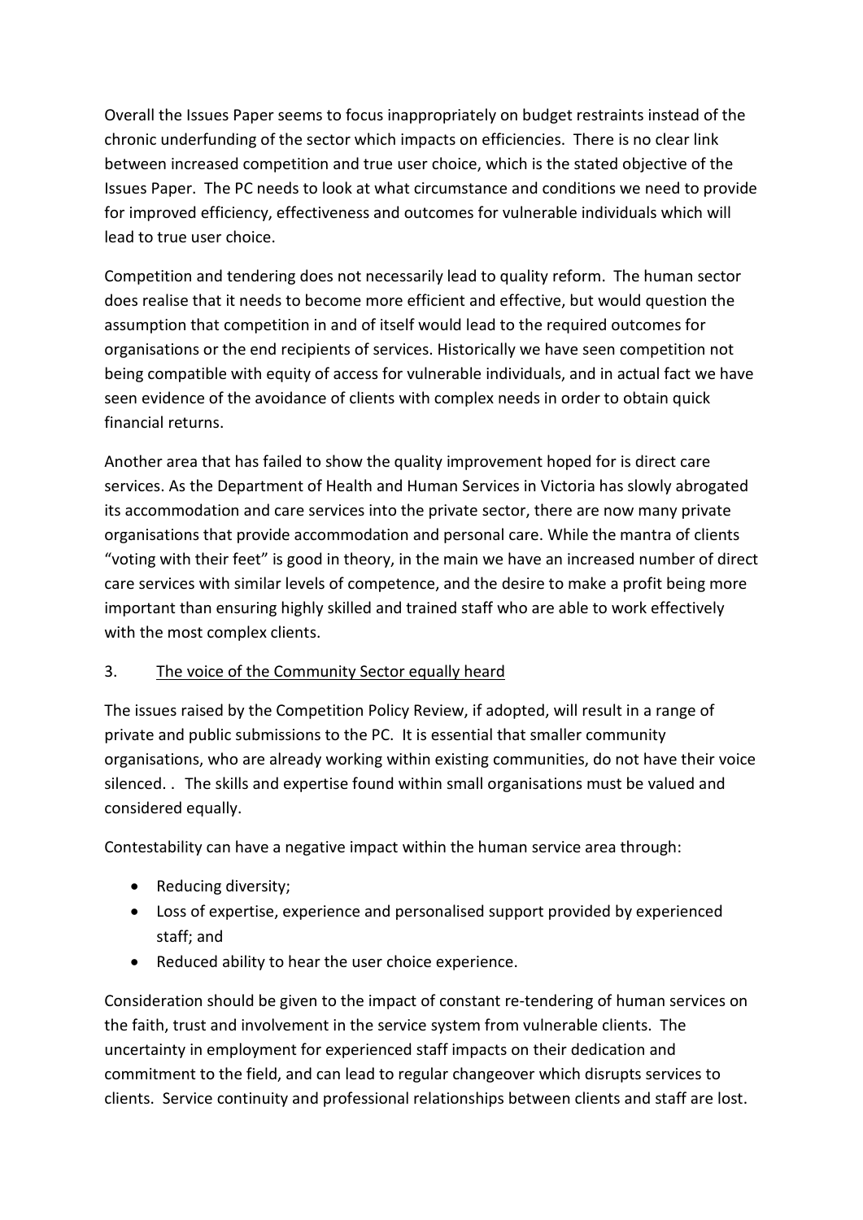Overall the Issues Paper seems to focus inappropriately on budget restraints instead of the chronic underfunding of the sector which impacts on efficiencies. There is no clear link between increased competition and true user choice, which is the stated objective of the Issues Paper. The PC needs to look at what circumstance and conditions we need to provide for improved efficiency, effectiveness and outcomes for vulnerable individuals which will lead to true user choice.

Competition and tendering does not necessarily lead to quality reform. The human sector does realise that it needs to become more efficient and effective, but would question the assumption that competition in and of itself would lead to the required outcomes for organisations or the end recipients of services. Historically we have seen competition not being compatible with equity of access for vulnerable individuals, and in actual fact we have seen evidence of the avoidance of clients with complex needs in order to obtain quick financial returns.

Another area that has failed to show the quality improvement hoped for is direct care services. As the Department of Health and Human Services in Victoria has slowly abrogated its accommodation and care services into the private sector, there are now many private organisations that provide accommodation and personal care. While the mantra of clients "voting with their feet" is good in theory, in the main we have an increased number of direct care services with similar levels of competence, and the desire to make a profit being more important than ensuring highly skilled and trained staff who are able to work effectively with the most complex clients.

3. <u>The voice of the Community Sector equally heard</u>

The issues raised by the Competition Policy Review, if adopted, will result in a range of private and public submissions to the PC. It is essential that smaller community organisations, who are already working within existing communities, do not have their voice silenced. . The skills and expertise found within small organisations must be valued and considered equally.

Contestability can have a negative impact within the human service area through:

- Reducing diversity;
- Loss of expertise, experience and personalised support provided by experienced staff; and
- Reduced ability to hear the user choice experience.

Consideration should be given to the impact of constant re-tendering of human services on the faith, trust and involvement in the service system from vulnerable clients. The uncertainty in employment for experienced staff impacts on their dedication and commitment to the field, and can lead to regular changeover which disrupts services to clients. Service continuity and professional relationships between clients and staff are lost.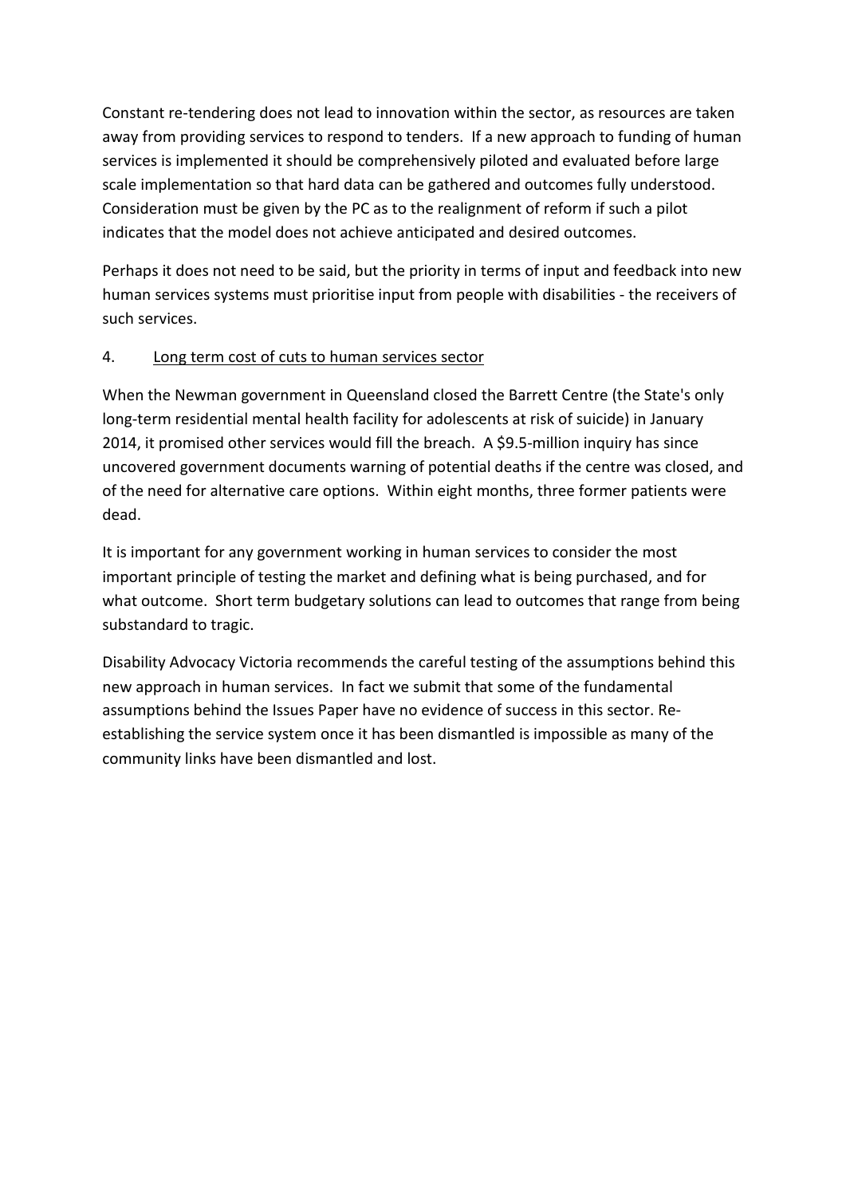Constant re-tendering does not lead to innovation within the sector, as resources are taken away from providing services to respond to tenders. If a new approach to funding of human services is implemented it should be comprehensively piloted and evaluated before large scale implementation so that hard data can be gathered and outcomes fully understood. Consideration must be given by the PC as to the realignment of reform if such a pilot indicates that the model does not achieve anticipated and desired outcomes.

Perhaps it does not need to be said, but the priority in terms of input and feedback into new human services systems must prioritise input from people with disabilities - the receivers of such services.

4. <u>Long term cost of cuts to human services sector</u>

When the Newman government in Queensland closed the Barrett Centre (the State's only long-term residential mental health facility for adolescents at risk of suicide) in January 2014, it promised other services would fill the breach. A $9.5-million inquiry has since uncovered government documents warning of potential deaths if the centre was closed, and of the need for alternative care options. Within eight months, three former patients were dead.

It is important for any government working in human services to consider the most important principle of testing the market and defining what is being purchased, and for what outcome. Short term budgetary solutions can lead to outcomes that range from being substandard to tragic.

Disability Advocacy Victoria recommends the careful testing of the assumptions behind this new approach in human services. In fact we submit that some of the fundamental assumptions behind the Issues Paper have no evidence of success in this sector. Re-establishing the service system once it has been dismantled is impossible as many of the community links have been dismantled and lost.